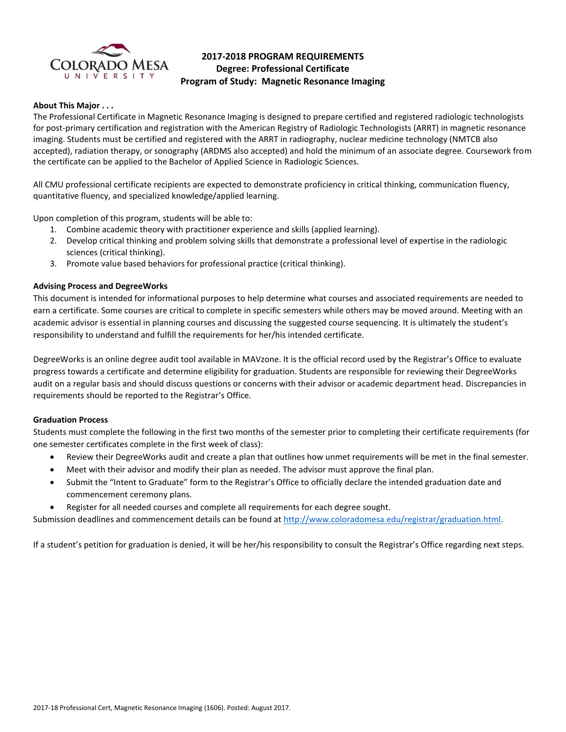# 2017-2018 PROGRAM REQUIREMENTS
## Degree: Professional Certificate
## Program of Study: Magnetic Resonance Imaging

**About This Major . . .**

The Professional Certificate in Magnetic Resonance Imaging is designed to prepare certified and registered radiologic technologists for post-primary certification and registration with the American Registry of Radiologic Technologists (ARRT) in magnetic resonance imaging. Students must be certified and registered with the ARRT in radiography, nuclear medicine technology (NMTCB also accepted), radiation therapy, or sonography (ARDMS also accepted) and hold the minimum of an associate degree. Coursework from the certificate can be applied to the Bachelor of Applied Science in Radiologic Sciences.

All CMU professional certificate recipients are expected to demonstrate proficiency in critical thinking, communication fluency, quantitative fluency, and specialized knowledge/applied learning.

Upon completion of this program, students will be able to:

1. Combine academic theory with practitioner experience and skills (applied learning).
2. Develop critical thinking and problem solving skills that demonstrate a professional level of expertise in the radiologic sciences (critical thinking).
3. Promote value based behaviors for professional practice (critical thinking).

**Advising Process and DegreeWorks**

This document is intended for informational purposes to help determine what courses and associated requirements are needed to earn a certificate. Some courses are critical to complete in specific semesters while others may be moved around. Meeting with an academic advisor is essential in planning courses and discussing the suggested course sequencing. It is ultimately the student's responsibility to understand and fulfill the requirements for her/his intended certificate.

DegreeWorks is an online degree audit tool available in MAVzone. It is the official record used by the Registrar's Office to evaluate progress towards a certificate and determine eligibility for graduation. Students are responsible for reviewing their DegreeWorks audit on a regular basis and should discuss questions or concerns with their advisor or academic department head. Discrepancies in requirements should be reported to the Registrar's Office.

**Graduation Process**

Students must complete the following in the first two months of the semester prior to completing their certificate requirements (for one semester certificates complete in the first week of class):

- Review their DegreeWorks audit and create a plan that outlines how unmet requirements will be met in the final semester.
- Meet with their advisor and modify their plan as needed. The advisor must approve the final plan.
- Submit the "Intent to Graduate" form to the Registrar's Office to officially declare the intended graduation date and commencement ceremony plans.
- Register for all needed courses and complete all requirements for each degree sought.

Submission deadlines and commencement details can be found at http://www.coloradomesa.edu/registrar/graduation.html.

If a student's petition for graduation is denied, it will be her/his responsibility to consult the Registrar's Office regarding next steps.

2017-18 Professional Cert, Magnetic Resonance Imaging (1606). Posted: August 2017.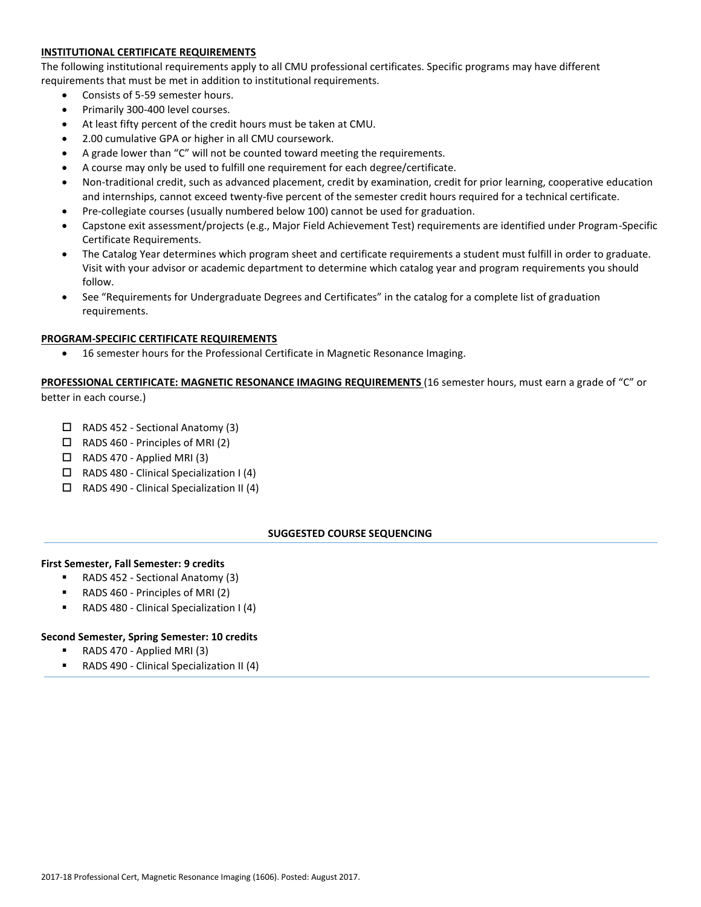## INSTITUTIONAL CERTIFICATE REQUIREMENTS

The following institutional requirements apply to all CMU professional certificates. Specific programs may have different requirements that must be met in addition to institutional requirements.

- Consists of 5-59 semester hours.
- Primarily 300-400 level courses.
- At least fifty percent of the credit hours must be taken at CMU.
- 2.00 cumulative GPA or higher in all CMU coursework.
- A grade lower than "C" will not be counted toward meeting the requirements.
- A course may only be used to fulfill one requirement for each degree/certificate.
- Non-traditional credit, such as advanced placement, credit by examination, credit for prior learning, cooperative education and internships, cannot exceed twenty-five percent of the semester credit hours required for a technical certificate.
- Pre-collegiate courses (usually numbered below 100) cannot be used for graduation.
- Capstone exit assessment/projects (e.g., Major Field Achievement Test) requirements are identified under Program-Specific Certificate Requirements.
- The Catalog Year determines which program sheet and certificate requirements a student must fulfill in order to graduate. Visit with your advisor or academic department to determine which catalog year and program requirements you should follow.
- See "Requirements for Undergraduate Degrees and Certificates" in the catalog for a complete list of graduation requirements.

## PROGRAM-SPECIFIC CERTIFICATE REQUIREMENTS

- 16 semester hours for the Professional Certificate in Magnetic Resonance Imaging.

## PROFESSIONAL CERTIFICATE: MAGNETIC RESONANCE IMAGING REQUIREMENTS (16 semester hours, must earn a grade of "C" or better in each course.)

- ☐ RADS 452 - Sectional Anatomy (3)
- ☐ RADS 460 - Principles of MRI (2)
- ☐ RADS 470 - Applied MRI (3)
- ☐ RADS 480 - Clinical Specialization I (4)
- ☐ RADS 490 - Clinical Specialization II (4)

## SUGGESTED COURSE SEQUENCING

**First Semester, Fall Semester: 9 credits**

- RADS 452 - Sectional Anatomy (3)
- RADS 460 - Principles of MRI (2)
- RADS 480 - Clinical Specialization I (4)

**Second Semester, Spring Semester: 10 credits**

- RADS 470 - Applied MRI (3)
- RADS 490 - Clinical Specialization II (4)

2017-18 Professional Cert, Magnetic Resonance Imaging (1606). Posted: August 2017.